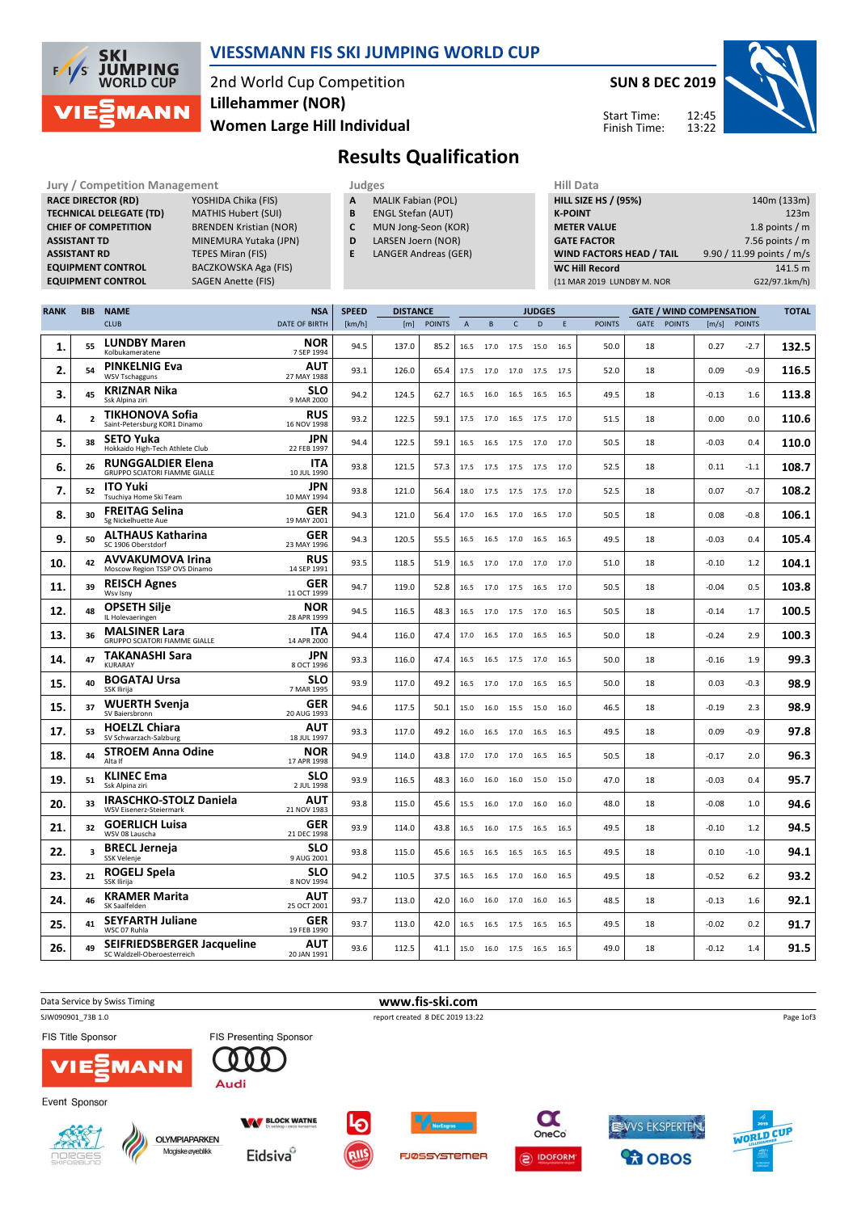# VIESSMANN FIS SKI JUMPING WORLD CUP

2nd World Cup Competition
**Lillehammer (NOR)**
**Women Large Hill Individual**

**SUN 8 DEC 2019**

Start Time: 12:45
Finish Time: 13:22

## Results Qualification

| Jury / Competition Management | |
|---|---|
| RACE DIRECTOR (RD) | YOSHIDA Chika (FIS) |
| TECHNICAL DELEGATE (TD) | MATHIS Hubert (SUI) |
| CHIEF OF COMPETITION | BRENDEN Kristian (NOR) |
| ASSISTANT TD | MINEMURA Yutaka (JPN) |
| ASSISTANT RD | TEPES Miran (FIS) |
| EQUIPMENT CONTROL | BACZKOWSKA Aga (FIS) |
| EQUIPMENT CONTROL | SAGEN Anette (FIS) |

| Judges | |
|---|---|
| A | MALIK Fabian (POL) |
| B | ENGL Stefan (AUT) |
| C | MUN Jong-Seon (KOR) |
| D | LARSEN Joern (NOR) |
| E | LANGER Andreas (GER) |

| Hill Data | |
|---|---|
| HILL SIZE HS / (95%) | 140m (133m) |
| K-POINT | 123m |
| METER VALUE | 1.8 points / m |
| GATE FACTOR | 7.56 points / m |
| WIND FACTORS HEAD / TAIL | 9.90 / 11.99 points / m/s |
| WC Hill Record | 141.5 m |
| (11 MAR 2019 LUNDBY M. NOR | G22/97.1km/h) |

| RANK | BIB | NAME / CLUB | NSA / DATE OF BIRTH | SPEED [km/h] | DISTANCE [m] | DISTANCE POINTS | A | B | C | D | E | JUDGES POINTS | GATE | GATE POINTS | WIND [m/s] | WIND POINTS | TOTAL |
|---|---|---|---|---|---|---|---|---|---|---|---|---|---|---|---|---|---|
| 1. | 55 | LUNDBY Maren / Kolbukameratene | NOR / 7 SEP 1994 | 94.5 | 137.0 | 85.2 | 16.5 | 17.0 | 17.5 | 15.0 | 16.5 | 50.0 | 18 | | 0.27 | -2.7 | 132.5 |
| 2. | 54 | PINKELNIG Eva / WSV Tschagguns | AUT / 27 MAY 1988 | 93.1 | 126.0 | 65.4 | 17.5 | 17.0 | 17.0 | 17.5 | 17.5 | 52.0 | 18 | | 0.09 | -0.9 | 116.5 |
| 3. | 45 | KRIZNAR Nika / Ssk Alpina ziri | SLO / 9 MAR 2000 | 94.2 | 124.5 | 62.7 | 16.5 | 16.0 | 16.5 | 16.5 | 16.5 | 49.5 | 18 | | -0.13 | 1.6 | 113.8 |
| 4. | 2 | TIKHONOVA Sofia / Saint-Petersburg KOR1 Dinamo | RUS / 16 NOV 1998 | 93.2 | 122.5 | 59.1 | 17.5 | 17.0 | 16.5 | 17.5 | 17.0 | 51.5 | 18 | | 0.00 | 0.0 | 110.6 |
| 5. | 38 | SETO Yuka / Hokkaido High-Tech Athlete Club | JPN / 22 FEB 1997 | 94.4 | 122.5 | 59.1 | 16.5 | 16.5 | 17.5 | 17.0 | 17.0 | 50.5 | 18 | | -0.03 | 0.4 | 110.0 |
| 6. | 26 | RUNGGALDIER Elena / GRUPPO SCIATORI FIAMME GIALLE | ITA / 10 JUL 1990 | 93.8 | 121.5 | 57.3 | 17.5 | 17.5 | 17.5 | 17.5 | 17.0 | 52.5 | 18 | | 0.11 | -1.1 | 108.7 |
| 7. | 52 | ITO Yuki / Tsuchiya Home Ski Team | JPN / 10 MAY 1994 | 93.8 | 121.0 | 56.4 | 18.0 | 17.5 | 17.5 | 17.5 | 17.0 | 52.5 | 18 | | 0.07 | -0.7 | 108.2 |
| 8. | 30 | FREITAG Selina / Sg Nickelhuette Aue | GER / 19 MAY 2001 | 94.3 | 121.0 | 56.4 | 17.0 | 16.5 | 17.0 | 16.5 | 17.0 | 50.5 | 18 | | 0.08 | -0.8 | 106.1 |
| 9. | 50 | ALTHAUS Katharina / SC 1906 Oberstdorf | GER / 23 MAY 1996 | 94.3 | 120.5 | 55.5 | 16.5 | 16.5 | 17.0 | 16.5 | 16.5 | 49.5 | 18 | | -0.03 | 0.4 | 105.4 |
| 10. | 42 | AVVAKUMOVA Irina / Moscow Region TSSP OVS Dinamo | RUS / 14 SEP 1991 | 93.5 | 118.5 | 51.9 | 16.5 | 17.0 | 17.0 | 17.0 | 17.0 | 51.0 | 18 | | -0.10 | 1.2 | 104.1 |
| 11. | 39 | REISCH Agnes / Wsv Isny | GER / 11 OCT 1999 | 94.7 | 119.0 | 52.8 | 16.5 | 17.0 | 17.5 | 16.5 | 17.0 | 50.5 | 18 | | -0.04 | 0.5 | 103.8 |
| 12. | 48 | OPSETH Silje / IL Holevaeringen | NOR / 28 APR 1999 | 94.5 | 116.5 | 48.3 | 16.5 | 17.0 | 17.5 | 17.0 | 16.5 | 50.5 | 18 | | -0.14 | 1.7 | 100.5 |
| 13. | 36 | MALSINER Lara / GRUPPO SCIATORI FIAMME GIALLE | ITA / 14 APR 2000 | 94.4 | 116.0 | 47.4 | 17.0 | 16.5 | 17.0 | 16.5 | 16.5 | 50.0 | 18 | | -0.24 | 2.9 | 100.3 |
| 14. | 47 | TAKANASHI Sara / KURARAY | JPN / 8 OCT 1996 | 93.3 | 116.0 | 47.4 | 16.5 | 16.5 | 17.5 | 17.0 | 16.5 | 50.0 | 18 | | -0.16 | 1.9 | 99.3 |
| 15. | 40 | BOGATAJ Ursa / SSK Ilirija | SLO / 7 MAR 1995 | 93.9 | 117.0 | 49.2 | 16.5 | 17.0 | 17.0 | 16.5 | 16.5 | 50.0 | 18 | | 0.03 | -0.3 | 98.9 |
| 15. | 37 | WUERTH Svenja / SV Baiersbronn | GER / 20 AUG 1993 | 94.6 | 117.5 | 50.1 | 15.0 | 16.0 | 15.5 | 15.0 | 16.0 | 46.5 | 18 | | -0.19 | 2.3 | 98.9 |
| 17. | 53 | HOELZL Chiara / SV Schwarzach-Salzburg | AUT / 18 JUL 1997 | 93.3 | 117.0 | 49.2 | 16.0 | 16.5 | 17.0 | 16.5 | 16.5 | 49.5 | 18 | | 0.09 | -0.9 | 97.8 |
| 18. | 44 | STROEM Anna Odine / Alta If | NOR / 17 APR 1998 | 94.9 | 114.0 | 43.8 | 17.0 | 17.0 | 17.0 | 16.5 | 16.5 | 50.5 | 18 | | -0.17 | 2.0 | 96.3 |
| 19. | 51 | KLINEC Ema / Ssk Alpina ziri | SLO / 2 JUL 1998 | 93.9 | 116.5 | 48.3 | 16.0 | 16.0 | 16.0 | 15.0 | 15.0 | 47.0 | 18 | | -0.03 | 0.4 | 95.7 |
| 20. | 33 | IRASCHKO-STOLZ Daniela / WSV Eisenerz-Steiermark | AUT / 21 NOV 1983 | 93.8 | 115.0 | 45.6 | 15.5 | 16.0 | 17.0 | 16.0 | 16.0 | 48.0 | 18 | | -0.08 | 1.0 | 94.6 |
| 21. | 32 | GOERLICH Luisa / WSV 08 Lauscha | GER / 21 DEC 1998 | 93.9 | 114.0 | 43.8 | 16.5 | 16.0 | 17.5 | 16.5 | 16.5 | 49.5 | 18 | | -0.10 | 1.2 | 94.5 |
| 22. | 3 | BRECL Jerneja / SSK Velenje | SLO / 9 AUG 2001 | 93.8 | 115.0 | 45.6 | 16.5 | 16.5 | 16.5 | 16.5 | 16.5 | 49.5 | 18 | | 0.10 | -1.0 | 94.1 |
| 23. | 21 | ROGELJ Spela / SSK Ilirija | SLO / 8 NOV 1994 | 94.2 | 110.5 | 37.5 | 16.5 | 16.5 | 17.0 | 16.0 | 16.5 | 49.5 | 18 | | -0.52 | 6.2 | 93.2 |
| 24. | 46 | KRAMER Marita / SK Saalfelden | AUT / 25 OCT 2001 | 93.7 | 113.0 | 42.0 | 16.0 | 16.0 | 17.0 | 16.0 | 16.5 | 48.5 | 18 | | -0.13 | 1.6 | 92.1 |
| 25. | 41 | SEYFARTH Juliane / WSC 07 Ruhla | GER / 19 FEB 1990 | 93.7 | 113.0 | 42.0 | 16.5 | 16.5 | 17.5 | 16.5 | 16.5 | 49.5 | 18 | | -0.02 | 0.2 | 91.7 |
| 26. | 49 | SEIFRIEDSBERGER Jacqueline / SC Waldzell-Oberoesterreich | AUT / 20 JAN 1991 | 93.6 | 112.5 | 41.1 | 15.0 | 16.0 | 17.5 | 16.5 | 16.5 | 49.0 | 18 | | -0.12 | 1.4 | 91.5 |

Data Service by Swiss Timing — www.fis-ski.com

SJW090901_73B 1.0 — report created 8 DEC 2019 13:22

FIS Title Sponsor: VIESSMANN
FIS Presenting Sponsor: Audi
Event Sponsor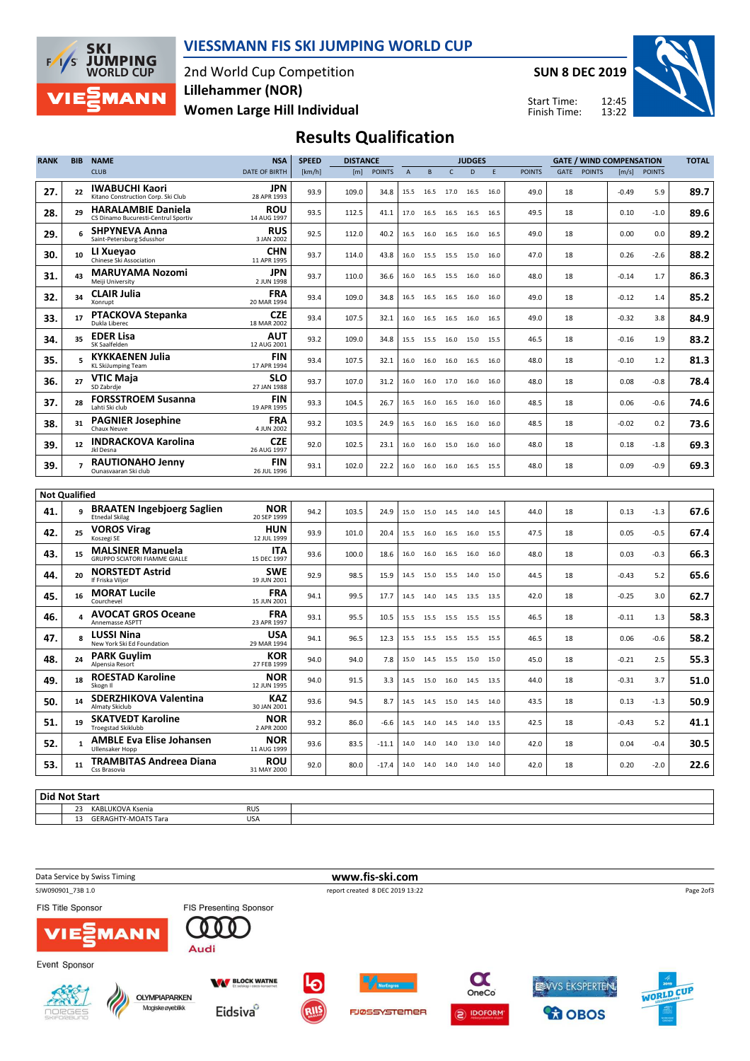# VIESSMANN FIS SKI JUMPING WORLD CUP

2nd World Cup Competition
Lillehammer (NOR)
Women Large Hill Individual

SUN 8 DEC 2019

Start Time: 12:45
Finish Time: 13:22

## Results Qualification

| RANK | BIB | NAME / CLUB | NSA / DATE OF BIRTH | SPEED [km/h] | DISTANCE [m] | DISTANCE POINTS | A | B | C | D | E | JUDGES POINTS | GATE | GATE POINTS | WIND [m/s] | WIND POINTS | TOTAL |
|---|---|---|---|---|---|---|---|---|---|---|---|---|---|---|---|---|---|
| 27. | 22 | **IWABUCHI Kaori** Kitano Construction Corp. Ski Club | JPN 28 APR 1993 | 93.9 | 109.0 | 34.8 | 15.5 | 16.5 | 17.0 | 16.5 | 16.0 | 49.0 | 18 | | -0.49 | 5.9 | 89.7 |
| 28. | 29 | **HARALAMBIE Daniela** CS Dinamo Bucuresti-Centrul Sportiv | ROU 14 AUG 1997 | 93.5 | 112.5 | 41.1 | 17.0 | 16.5 | 16.5 | 16.5 | 16.5 | 49.5 | 18 | | 0.10 | -1.0 | 89.6 |
| 29. | 6 | **SHPYNEVA Anna** Saint-Petersburg Sdusshor | RUS 3 JAN 2002 | 92.5 | 112.0 | 40.2 | 16.5 | 16.0 | 16.5 | 16.0 | 16.5 | 49.0 | 18 | | 0.00 | 0.0 | 89.2 |
| 30. | 10 | **LI Xueyao** Chinese Ski Association | CHN 11 APR 1995 | 93.7 | 114.0 | 43.8 | 16.0 | 15.5 | 15.5 | 15.0 | 16.0 | 47.0 | 18 | | 0.26 | -2.6 | 88.2 |
| 31. | 43 | **MARUYAMA Nozomi** Meiji University | JPN 2 JUN 1998 | 93.7 | 110.0 | 36.6 | 16.0 | 16.5 | 15.5 | 16.0 | 16.0 | 48.0 | 18 | | -0.14 | 1.7 | 86.3 |
| 32. | 34 | **CLAIR Julia** Xonrupt | FRA 20 MAR 1994 | 93.4 | 109.0 | 34.8 | 16.5 | 16.5 | 16.5 | 16.0 | 16.0 | 49.0 | 18 | | -0.12 | 1.4 | 85.2 |
| 33. | 17 | **PTACKOVA Stepanka** Dukla Liberec | CZE 18 MAR 2002 | 93.4 | 107.5 | 32.1 | 16.0 | 16.5 | 16.5 | 16.0 | 16.5 | 49.0 | 18 | | -0.32 | 3.8 | 84.9 |
| 34. | 35 | **EDER Lisa** SK Saalfelden | AUT 12 AUG 2001 | 93.2 | 109.0 | 34.8 | 15.5 | 15.5 | 16.0 | 15.0 | 15.5 | 46.5 | 18 | | -0.16 | 1.9 | 83.2 |
| 35. | 5 | **KYKKAENEN Julia** KL SkiJumping Team | FIN 17 APR 1994 | 93.4 | 107.5 | 32.1 | 16.0 | 16.0 | 16.0 | 16.5 | 16.0 | 48.0 | 18 | | -0.10 | 1.2 | 81.3 |
| 36. | 27 | **VTIC Maja** SD Zabrdje | SLO 27 JAN 1988 | 93.7 | 107.0 | 31.2 | 16.0 | 16.0 | 17.0 | 16.0 | 16.0 | 48.0 | 18 | | 0.08 | -0.8 | 78.4 |
| 37. | 28 | **FORSSTROEM Susanna** Lahti Ski club | FIN 19 APR 1995 | 93.3 | 104.5 | 26.7 | 16.5 | 16.0 | 16.5 | 16.0 | 16.0 | 48.5 | 18 | | 0.06 | -0.6 | 74.6 |
| 38. | 31 | **PAGNIER Josephine** Chaux Neuve | FRA 4 JUN 2002 | 93.2 | 103.5 | 24.9 | 16.5 | 16.0 | 16.5 | 16.0 | 16.0 | 48.5 | 18 | | -0.02 | 0.2 | 73.6 |
| 39. | 12 | **INDRACKOVA Karolina** Jkl Desna | CZE 26 AUG 1997 | 92.0 | 102.5 | 23.1 | 16.0 | 16.0 | 15.0 | 16.0 | 16.0 | 48.0 | 18 | | 0.18 | -1.8 | 69.3 |
| 39. | 7 | **RAUTIONAHO Jenny** Ounasvaaran Ski club | FIN 26 JUL 1996 | 93.1 | 102.0 | 22.2 | 16.0 | 16.0 | 16.0 | 16.5 | 15.5 | 48.0 | 18 | | 0.09 | -0.9 | 69.3 |

### Not Qualified

| RANK | BIB | NAME / CLUB | NSA / DATE OF BIRTH | SPEED [km/h] | DISTANCE [m] | DISTANCE POINTS | A | B | C | D | E | JUDGES POINTS | GATE | GATE POINTS | WIND [m/s] | WIND POINTS | TOTAL |
|---|---|---|---|---|---|---|---|---|---|---|---|---|---|---|---|---|---|
| 41. | 9 | **BRAATEN Ingebjoerg Saglien** Etnedal Skilag | NOR 20 SEP 1999 | 94.2 | 103.5 | 24.9 | 15.0 | 15.0 | 14.5 | 14.0 | 14.5 | 44.0 | 18 | | 0.13 | -1.3 | 67.6 |
| 42. | 25 | **VOROS Virag** Koszegi SE | HUN 12 JUL 1999 | 93.9 | 101.0 | 20.4 | 15.5 | 16.0 | 16.5 | 16.0 | 15.5 | 47.5 | 18 | | 0.05 | -0.5 | 67.4 |
| 43. | 15 | **MALSINER Manuela** GRUPPO SCIATORI FIAMME GIALLE | ITA 15 DEC 1997 | 93.6 | 100.0 | 18.6 | 16.0 | 16.0 | 16.5 | 16.0 | 16.0 | 48.0 | 18 | | 0.03 | -0.3 | 66.3 |
| 44. | 20 | **NORSTEDT Astrid** If Friska Viljor | SWE 19 JUN 2001 | 92.9 | 98.5 | 15.9 | 14.5 | 15.0 | 15.5 | 14.0 | 15.0 | 44.5 | 18 | | -0.43 | 5.2 | 65.6 |
| 45. | 16 | **MORAT Lucile** Courchevel | FRA 15 JUN 2001 | 94.1 | 99.5 | 17.7 | 14.5 | 14.0 | 14.5 | 13.5 | 13.5 | 42.0 | 18 | | -0.25 | 3.0 | 62.7 |
| 46. | 4 | **AVOCAT GROS Oceane** Annemasse ASPTT | FRA 23 APR 1997 | 93.1 | 95.5 | 10.5 | 15.5 | 15.5 | 15.5 | 15.5 | 15.5 | 46.5 | 18 | | -0.11 | 1.3 | 58.3 |
| 47. | 8 | **LUSSI Nina** New York Ski Ed Foundation | USA 29 MAR 1994 | 94.1 | 96.5 | 12.3 | 15.5 | 15.5 | 15.5 | 15.5 | 15.5 | 46.5 | 18 | | 0.06 | -0.6 | 58.2 |
| 48. | 24 | **PARK Guylim** Alpensia Resort | KOR 27 FEB 1999 | 94.0 | 94.0 | 7.8 | 15.0 | 14.5 | 15.5 | 15.0 | 15.0 | 45.0 | 18 | | -0.21 | 2.5 | 55.3 |
| 49. | 18 | **ROESTAD Karoline** Skogn Il | NOR 12 JUN 1995 | 94.0 | 91.5 | 3.3 | 14.5 | 15.0 | 16.0 | 14.5 | 13.5 | 44.0 | 18 | | -0.31 | 3.7 | 51.0 |
| 50. | 14 | **SDERZHIKOVA Valentina** Almaty Skiclub | KAZ 30 JAN 2001 | 93.6 | 94.5 | 8.7 | 14.5 | 14.5 | 15.0 | 14.5 | 14.0 | 43.5 | 18 | | 0.13 | -1.3 | 50.9 |
| 51. | 19 | **SKATVEDT Karoline** Troegstad Skiklubb | NOR 2 APR 2000 | 93.2 | 86.0 | -6.6 | 14.5 | 14.0 | 14.5 | 14.0 | 13.5 | 42.5 | 18 | | -0.43 | 5.2 | 41.1 |
| 52. | 1 | **AMBLE Eva Elise Johansen** Ullensaker Hopp | NOR 11 AUG 1999 | 93.6 | 83.5 | -11.1 | 14.0 | 14.0 | 14.0 | 13.0 | 14.0 | 42.0 | 18 | | 0.04 | -0.4 | 30.5 |
| 53. | 11 | **TRAMBITAS Andreea Diana** Css Brasovia | ROU 31 MAY 2000 | 92.0 | 80.0 | -17.4 | 14.0 | 14.0 | 14.0 | 14.0 | 14.0 | 42.0 | 18 | | 0.20 | -2.0 | 22.6 |

### Did Not Start

| BIB | NAME | NSA |
|---|---|---|
| 23 | KABLUKOVA Ksenia | RUS |
| 13 | GERAGHTY-MOATS Tara | USA |

Data Service by Swiss Timing — www.fis-ski.com

SJW090901_73B 1.0 — report created 8 DEC 2019 13:22

FIS Title Sponsor: VIESSMANN
FIS Presenting Sponsor: Audi
Event Sponsor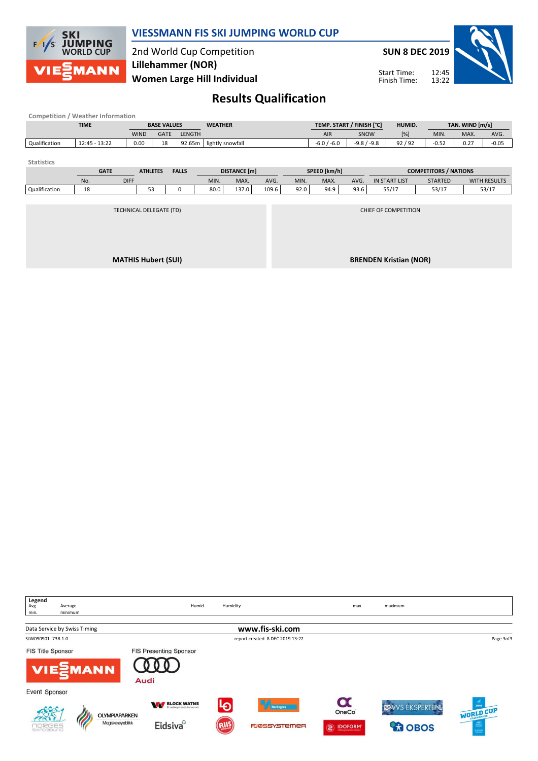# VIESSMANN FIS SKI JUMPING WORLD CUP

2nd World Cup Competition
**Lillehammer (NOR)**
**Women Large Hill Individual**

**SUN 8 DEC 2019**

Start Time: 12:45
Finish Time: 13:22

## Results Qualification

Competition / Weather Information

| | TIME | BASE VALUES | | | WEATHER | TEMP. START / FINISH [°C] | | HUMID. | TAN. WIND [m/s] | | |
|---|---|---|---|---|---|---|---|---|---|---|---|
| | | WIND | GATE | LENGTH | | AIR | SNOW | [%] | MIN. | MAX. | AVG. |
| Qualification | 12:45 - 13:22 | 0.00 | 18 | 92.65m | lightly snowfall | -6.0 / -6.0 | -9.8 / -9.8 | 92 / 92 | -0.52 | 0.27 | -0.05 |

Statistics

| | GATE | | ATHLETES | FALLS | DISTANCE [m] | | | SPEED [km/h] | | | COMPETITORS / NATIONS | | |
|---|---|---|---|---|---|---|---|---|---|---|---|---|---|
| | No. | DIFF | | | MIN. | MAX. | AVG. | MIN. | MAX. | AVG. | IN START LIST | STARTED | WITH RESULTS |
| Qualification | 18 | | 53 | 0 | 80.0 | 137.0 | 109.6 | 92.0 | 94.9 | 93.6 | 55/17 | 53/17 | 53/17 |

| TECHNICAL DELEGATE (TD) | CHIEF OF COMPETITION |
|---|---|
| **MATHIS Hubert (SUI)** | **BRENDEN Kristian (NOR)** |

**Legend**

| | | | | | |
|---|---|---|---|---|---|
| Avg. | Average | Humid. | Humidity | max. | maximum |
| min. | minimum | | | | |

Data Service by Swiss Timing — www.fis-ski.com

SJW090901_73B 1.0 — report created 8 DEC 2019 13:22

FIS Title Sponsor: VIESSMANN
FIS Presenting Sponsor: Audi
Event Sponsor